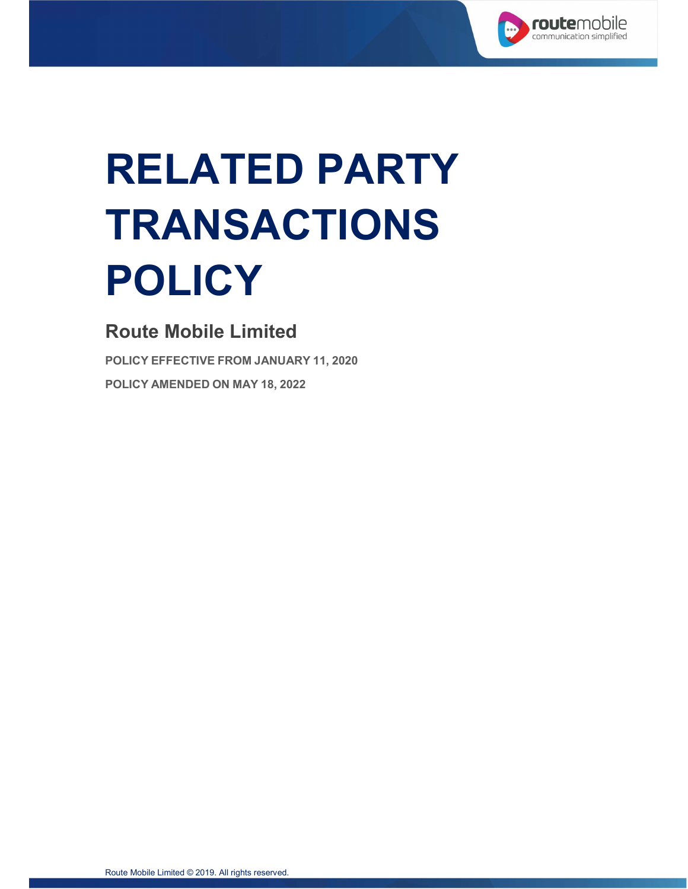# RELATED PARTY TRANSACTIONS POLICY

## Route Mobile Limited

**POLICY EFFECTIVE FROM JANUARY 11, 2020**

**POLICY AMENDED ON MAY 18, 2022**

Route Mobile Limited © 2019. All rights reserved.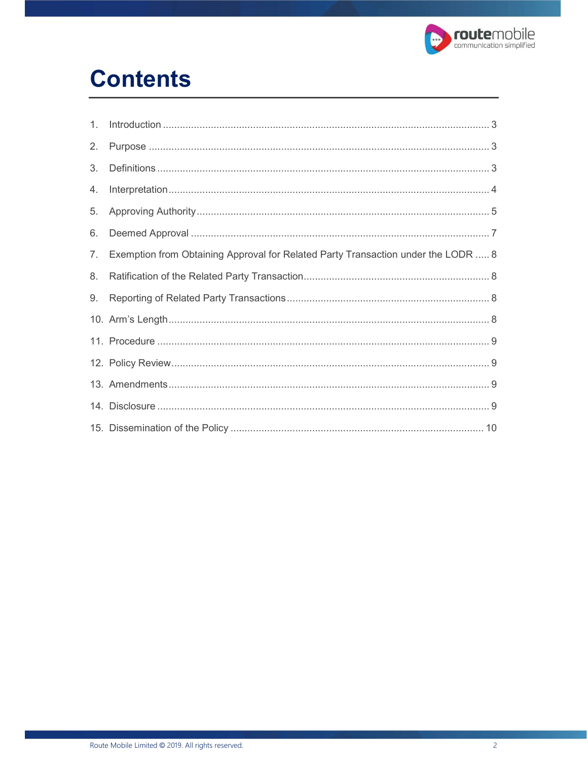# Contents

1. Introduction ........................................................................................................... 3
2. Purpose ................................................................................................................ 3
3. Definitions ............................................................................................................ 3
4. Interpretation ........................................................................................................ 4
5. Approving Authority .............................................................................................. 5
6. Deemed Approval ................................................................................................. 7
7. Exemption from Obtaining Approval for Related Party Transaction under the LODR ..... 8
8. Ratification of the Related Party Transaction ......................................................... 8
9. Reporting of Related Party Transactions ................................................................ 8
10. Arm's Length ........................................................................................................ 8
11. Procedure ............................................................................................................ 9
12. Policy Review ....................................................................................................... 9
13. Amendments ........................................................................................................ 9
14. Disclosure ............................................................................................................ 9
15. Dissemination of the Policy ................................................................................. 10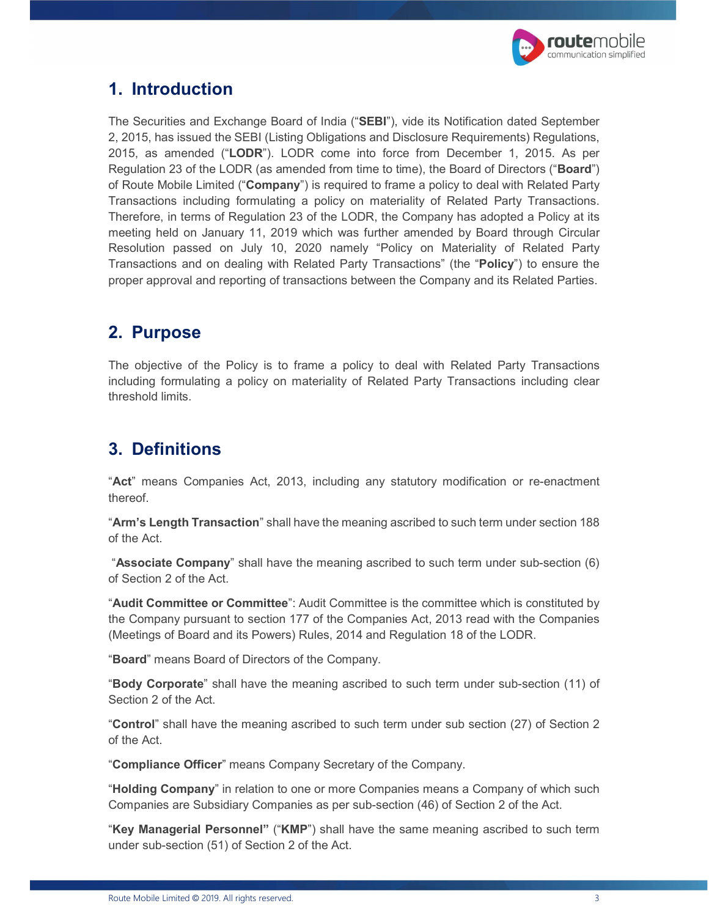## 1. Introduction

The Securities and Exchange Board of India ("**SEBI**"), vide its Notification dated September 2, 2015, has issued the SEBI (Listing Obligations and Disclosure Requirements) Regulations, 2015, as amended ("**LODR**"). LODR come into force from December 1, 2015. As per Regulation 23 of the LODR (as amended from time to time), the Board of Directors ("**Board**") of Route Mobile Limited ("**Company**") is required to frame a policy to deal with Related Party Transactions including formulating a policy on materiality of Related Party Transactions. Therefore, in terms of Regulation 23 of the LODR, the Company has adopted a Policy at its meeting held on January 11, 2019 which was further amended by Board through Circular Resolution passed on July 10, 2020 namely "Policy on Materiality of Related Party Transactions and on dealing with Related Party Transactions" (the "**Policy**") to ensure the proper approval and reporting of transactions between the Company and its Related Parties.

## 2. Purpose

The objective of the Policy is to frame a policy to deal with Related Party Transactions including formulating a policy on materiality of Related Party Transactions including clear threshold limits.

## 3. Definitions

"**Act**" means Companies Act, 2013, including any statutory modification or re-enactment thereof.

"**Arm's Length Transaction**" shall have the meaning ascribed to such term under section 188 of the Act.

"**Associate Company**" shall have the meaning ascribed to such term under sub-section (6) of Section 2 of the Act.

"**Audit Committee or Committee**": Audit Committee is the committee which is constituted by the Company pursuant to section 177 of the Companies Act, 2013 read with the Companies (Meetings of Board and its Powers) Rules, 2014 and Regulation 18 of the LODR.

"**Board**" means Board of Directors of the Company.

"**Body Corporate**" shall have the meaning ascribed to such term under sub-section (11) of Section 2 of the Act.

"**Control**" shall have the meaning ascribed to such term under sub section (27) of Section 2 of the Act.

"**Compliance Officer**" means Company Secretary of the Company.

"**Holding Company**" in relation to one or more Companies means a Company of which such Companies are Subsidiary Companies as per sub-section (46) of Section 2 of the Act.

"**Key Managerial Personnel**" ("**KMP**") shall have the same meaning ascribed to such term under sub-section (51) of Section 2 of the Act.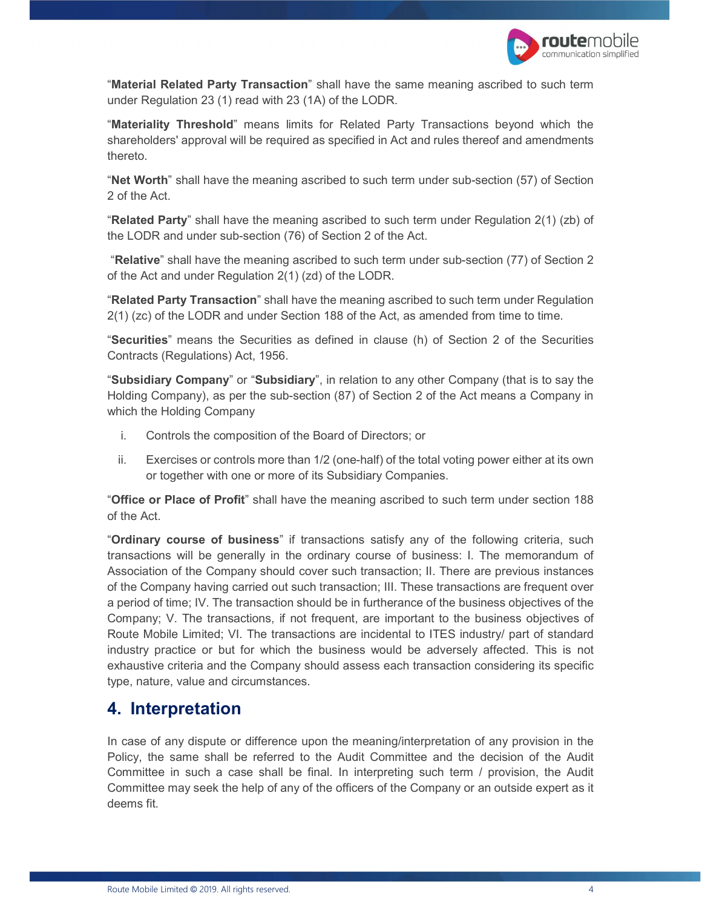"**Material Related Party Transaction**" shall have the same meaning ascribed to such term under Regulation 23 (1) read with 23 (1A) of the LODR.

"**Materiality Threshold**" means limits for Related Party Transactions beyond which the shareholders' approval will be required as specified in Act and rules thereof and amendments thereto.

"**Net Worth**" shall have the meaning ascribed to such term under sub-section (57) of Section 2 of the Act.

"**Related Party**" shall have the meaning ascribed to such term under Regulation 2(1) (zb) of the LODR and under sub-section (76) of Section 2 of the Act.

"**Relative**" shall have the meaning ascribed to such term under sub-section (77) of Section 2 of the Act and under Regulation 2(1) (zd) of the LODR.

"**Related Party Transaction**" shall have the meaning ascribed to such term under Regulation 2(1) (zc) of the LODR and under Section 188 of the Act, as amended from time to time.

"**Securities**" means the Securities as defined in clause (h) of Section 2 of the Securities Contracts (Regulations) Act, 1956.

"**Subsidiary Company**" or "**Subsidiary**", in relation to any other Company (that is to say the Holding Company), as per the sub-section (87) of Section 2 of the Act means a Company in which the Holding Company

i. Controls the composition of the Board of Directors; or

ii. Exercises or controls more than 1/2 (one-half) of the total voting power either at its own or together with one or more of its Subsidiary Companies.

"**Office or Place of Profit**" shall have the meaning ascribed to such term under section 188 of the Act.

"**Ordinary course of business**" if transactions satisfy any of the following criteria, such transactions will be generally in the ordinary course of business: I. The memorandum of Association of the Company should cover such transaction; II. There are previous instances of the Company having carried out such transaction; III. These transactions are frequent over a period of time; IV. The transaction should be in furtherance of the business objectives of the Company; V. The transactions, if not frequent, are important to the business objectives of Route Mobile Limited; VI. The transactions are incidental to ITES industry/ part of standard industry practice or but for which the business would be adversely affected. This is not exhaustive criteria and the Company should assess each transaction considering its specific type, nature, value and circumstances.

## 4. Interpretation

In case of any dispute or difference upon the meaning/interpretation of any provision in the Policy, the same shall be referred to the Audit Committee and the decision of the Audit Committee in such a case shall be final. In interpreting such term / provision, the Audit Committee may seek the help of any of the officers of the Company or an outside expert as it deems fit.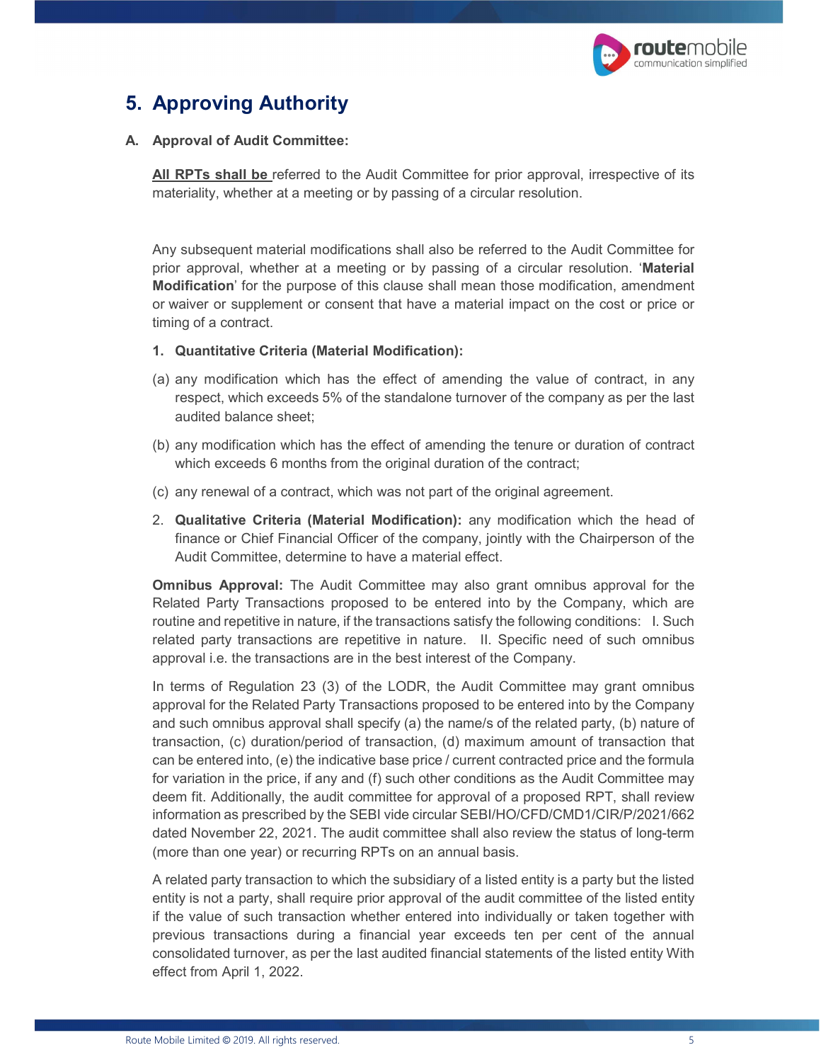## 5. Approving Authority

### A. Approval of Audit Committee:

**All RPTs shall be** referred to the Audit Committee for prior approval, irrespective of its materiality, whether at a meeting or by passing of a circular resolution.

Any subsequent material modifications shall also be referred to the Audit Committee for prior approval, whether at a meeting or by passing of a circular resolution. '**Material Modification**' for the purpose of this clause shall mean those modification, amendment or waiver or supplement or consent that have a material impact on the cost or price or timing of a contract.

1. **Quantitative Criteria (Material Modification):**

(a) any modification which has the effect of amending the value of contract, in any respect, which exceeds 5% of the standalone turnover of the company as per the last audited balance sheet;

(b) any modification which has the effect of amending the tenure or duration of contract which exceeds 6 months from the original duration of the contract;

(c) any renewal of a contract, which was not part of the original agreement.

2. **Qualitative Criteria (Material Modification):** any modification which the head of finance or Chief Financial Officer of the company, jointly with the Chairperson of the Audit Committee, determine to have a material effect.

**Omnibus Approval:** The Audit Committee may also grant omnibus approval for the Related Party Transactions proposed to be entered into by the Company, which are routine and repetitive in nature, if the transactions satisfy the following conditions: I. Such related party transactions are repetitive in nature. II. Specific need of such omnibus approval i.e. the transactions are in the best interest of the Company.

In terms of Regulation 23 (3) of the LODR, the Audit Committee may grant omnibus approval for the Related Party Transactions proposed to be entered into by the Company and such omnibus approval shall specify (a) the name/s of the related party, (b) nature of transaction, (c) duration/period of transaction, (d) maximum amount of transaction that can be entered into, (e) the indicative base price / current contracted price and the formula for variation in the price, if any and (f) such other conditions as the Audit Committee may deem fit. Additionally, the audit committee for approval of a proposed RPT, shall review information as prescribed by the SEBI vide circular SEBI/HO/CFD/CMD1/CIR/P/2021/662 dated November 22, 2021. The audit committee shall also review the status of long-term (more than one year) or recurring RPTs on an annual basis.

A related party transaction to which the subsidiary of a listed entity is a party but the listed entity is not a party, shall require prior approval of the audit committee of the listed entity if the value of such transaction whether entered into individually or taken together with previous transactions during a financial year exceeds ten per cent of the annual consolidated turnover, as per the last audited financial statements of the listed entity With effect from April 1, 2022.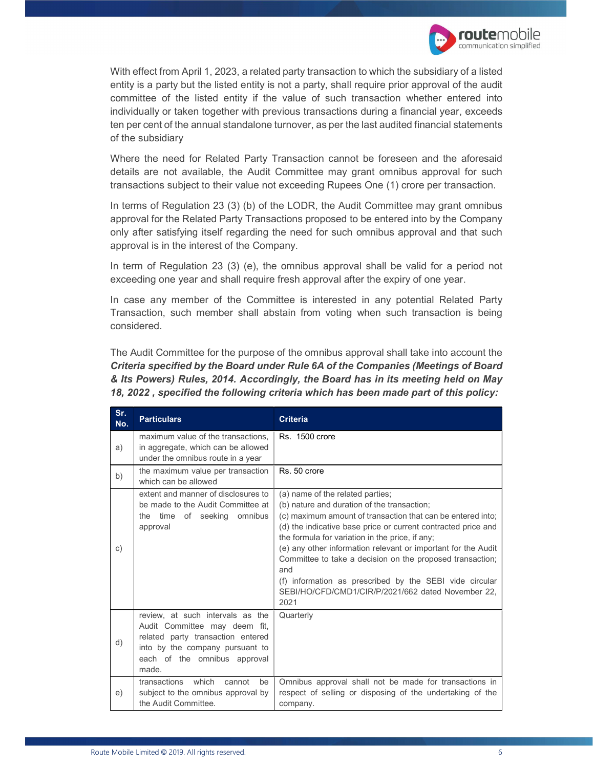With effect from April 1, 2023, a related party transaction to which the subsidiary of a listed entity is a party but the listed entity is not a party, shall require prior approval of the audit committee of the listed entity if the value of such transaction whether entered into individually or taken together with previous transactions during a financial year, exceeds ten per cent of the annual standalone turnover, as per the last audited financial statements of the subsidiary

Where the need for Related Party Transaction cannot be foreseen and the aforesaid details are not available, the Audit Committee may grant omnibus approval for such transactions subject to their value not exceeding Rupees One (1) crore per transaction.

In terms of Regulation 23 (3) (b) of the LODR, the Audit Committee may grant omnibus approval for the Related Party Transactions proposed to be entered into by the Company only after satisfying itself regarding the need for such omnibus approval and that such approval is in the interest of the Company.

In term of Regulation 23 (3) (e), the omnibus approval shall be valid for a period not exceeding one year and shall require fresh approval after the expiry of one year.

In case any member of the Committee is interested in any potential Related Party Transaction, such member shall abstain from voting when such transaction is being considered.

The Audit Committee for the purpose of the omnibus approval shall take into account the ***Criteria specified by the Board under Rule 6A of the Companies (Meetings of Board & Its Powers) Rules, 2014. Accordingly, the Board has in its meeting held on May 18, 2022 , specified the following criteria which has been made part of this policy:***

| Sr. No. | Particulars | Criteria |
|---|---|---|
| a) | maximum value of the transactions, in aggregate, which can be allowed under the omnibus route in a year | Rs. 1500 crore |
| b) | the maximum value per transaction which can be allowed | Rs. 50 crore |
| c) | extent and manner of disclosures to be made to the Audit Committee at the time of seeking omnibus approval | (a) name of the related parties;<br>(b) nature and duration of the transaction;<br>(c) maximum amount of transaction that can be entered into;<br>(d) the indicative base price or current contracted price and the formula for variation in the price, if any;<br>(e) any other information relevant or important for the Audit Committee to take a decision on the proposed transaction; and<br>(f) information as prescribed by the SEBI vide circular SEBI/HO/CFD/CMD1/CIR/P/2021/662 dated November 22, 2021 |
| d) | review, at such intervals as the Audit Committee may deem fit, related party transaction entered into by the company pursuant to each of the omnibus approval made. | Quarterly |
| e) | transactions which cannot be subject to the omnibus approval by the Audit Committee. | Omnibus approval shall not be made for transactions in respect of selling or disposing of the undertaking of the company. |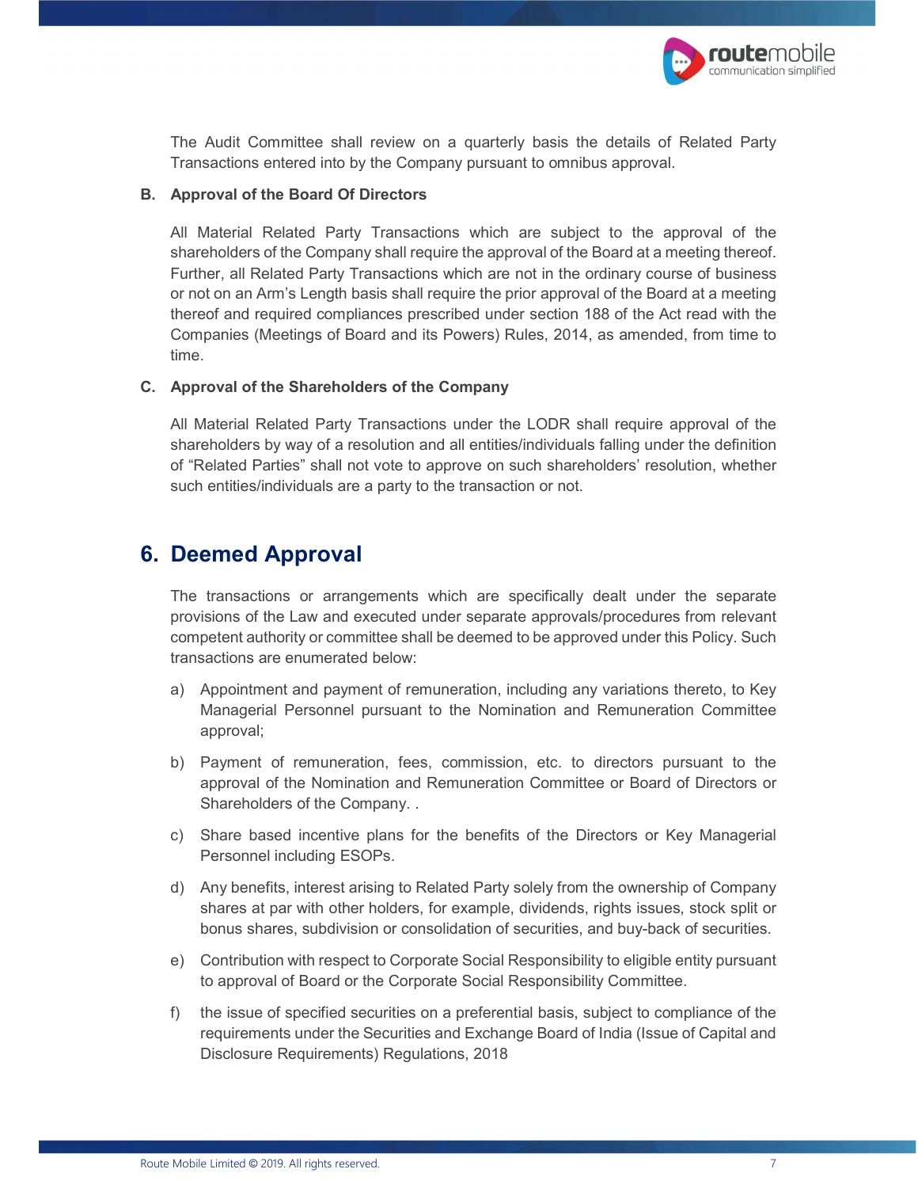The Audit Committee shall review on a quarterly basis the details of Related Party Transactions entered into by the Company pursuant to omnibus approval.

**B. Approval of the Board Of Directors**

All Material Related Party Transactions which are subject to the approval of the shareholders of the Company shall require the approval of the Board at a meeting thereof. Further, all Related Party Transactions which are not in the ordinary course of business or not on an Arm's Length basis shall require the prior approval of the Board at a meeting thereof and required compliances prescribed under section 188 of the Act read with the Companies (Meetings of Board and its Powers) Rules, 2014, as amended, from time to time.

**C. Approval of the Shareholders of the Company**

All Material Related Party Transactions under the LODR shall require approval of the shareholders by way of a resolution and all entities/individuals falling under the definition of "Related Parties" shall not vote to approve on such shareholders' resolution, whether such entities/individuals are a party to the transaction or not.

## 6. Deemed Approval

The transactions or arrangements which are specifically dealt under the separate provisions of the Law and executed under separate approvals/procedures from relevant competent authority or committee shall be deemed to be approved under this Policy. Such transactions are enumerated below:

a) Appointment and payment of remuneration, including any variations thereto, to Key Managerial Personnel pursuant to the Nomination and Remuneration Committee approval;

b) Payment of remuneration, fees, commission, etc. to directors pursuant to the approval of the Nomination and Remuneration Committee or Board of Directors or Shareholders of the Company. .

c) Share based incentive plans for the benefits of the Directors or Key Managerial Personnel including ESOPs.

d) Any benefits, interest arising to Related Party solely from the ownership of Company shares at par with other holders, for example, dividends, rights issues, stock split or bonus shares, subdivision or consolidation of securities, and buy-back of securities.

e) Contribution with respect to Corporate Social Responsibility to eligible entity pursuant to approval of Board or the Corporate Social Responsibility Committee.

f) the issue of specified securities on a preferential basis, subject to compliance of the requirements under the Securities and Exchange Board of India (Issue of Capital and Disclosure Requirements) Regulations, 2018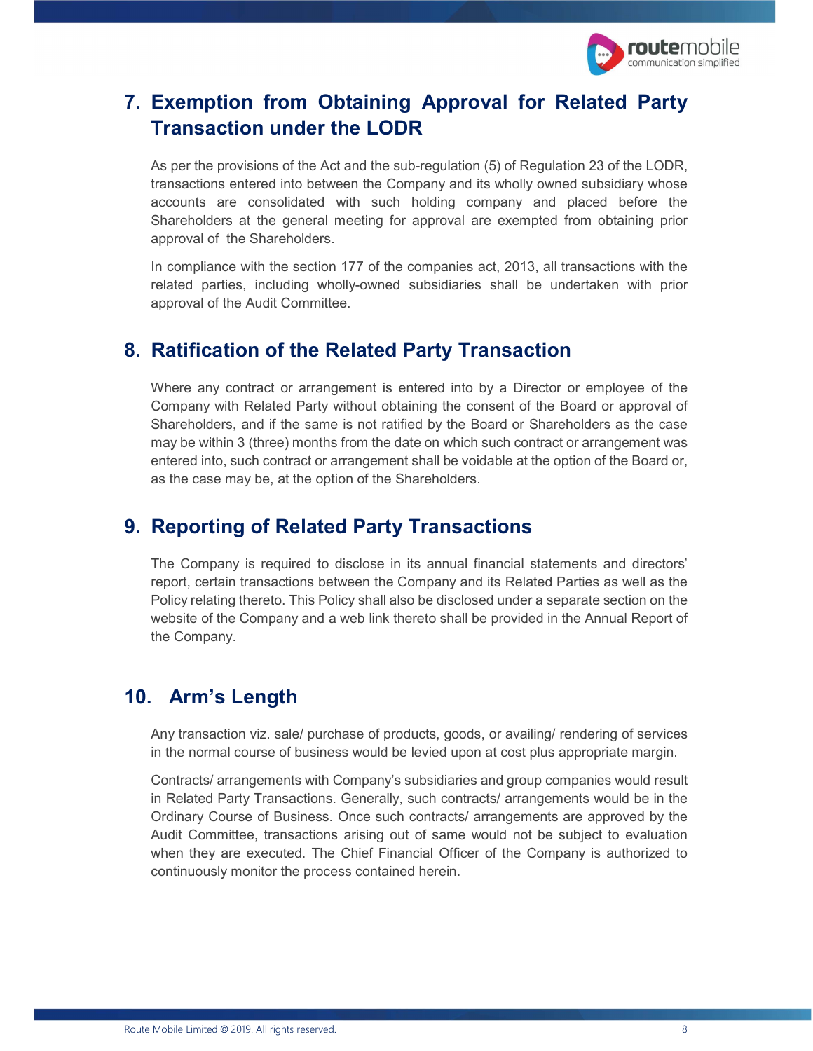## 7. Exemption from Obtaining Approval for Related Party Transaction under the LODR

As per the provisions of the Act and the sub-regulation (5) of Regulation 23 of the LODR, transactions entered into between the Company and its wholly owned subsidiary whose accounts are consolidated with such holding company and placed before the Shareholders at the general meeting for approval are exempted from obtaining prior approval of the Shareholders.

In compliance with the section 177 of the companies act, 2013, all transactions with the related parties, including wholly-owned subsidiaries shall be undertaken with prior approval of the Audit Committee.

## 8. Ratification of the Related Party Transaction

Where any contract or arrangement is entered into by a Director or employee of the Company with Related Party without obtaining the consent of the Board or approval of Shareholders, and if the same is not ratified by the Board or Shareholders as the case may be within 3 (three) months from the date on which such contract or arrangement was entered into, such contract or arrangement shall be voidable at the option of the Board or, as the case may be, at the option of the Shareholders.

## 9. Reporting of Related Party Transactions

The Company is required to disclose in its annual financial statements and directors' report, certain transactions between the Company and its Related Parties as well as the Policy relating thereto. This Policy shall also be disclosed under a separate section on the website of the Company and a web link thereto shall be provided in the Annual Report of the Company.

## 10. Arm's Length

Any transaction viz. sale/ purchase of products, goods, or availing/ rendering of services in the normal course of business would be levied upon at cost plus appropriate margin.

Contracts/ arrangements with Company's subsidiaries and group companies would result in Related Party Transactions. Generally, such contracts/ arrangements would be in the Ordinary Course of Business. Once such contracts/ arrangements are approved by the Audit Committee, transactions arising out of same would not be subject to evaluation when they are executed. The Chief Financial Officer of the Company is authorized to continuously monitor the process contained herein.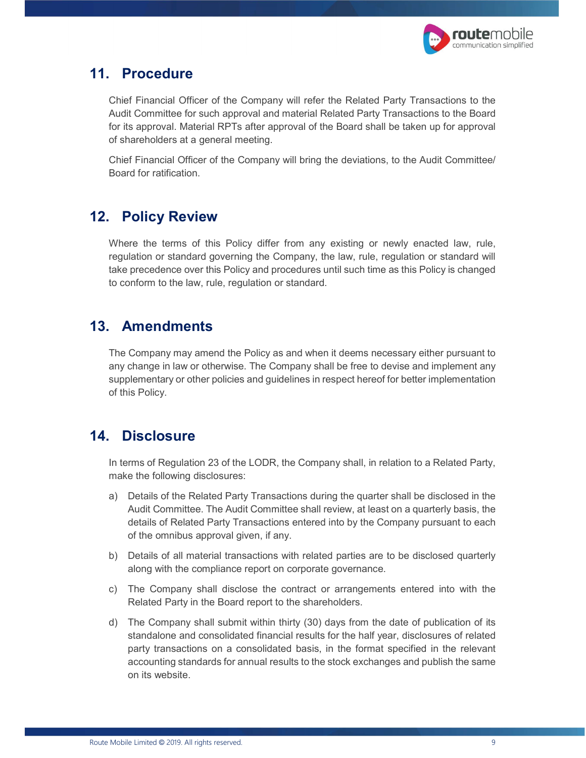## 11. Procedure

Chief Financial Officer of the Company will refer the Related Party Transactions to the Audit Committee for such approval and material Related Party Transactions to the Board for its approval. Material RPTs after approval of the Board shall be taken up for approval of shareholders at a general meeting.

Chief Financial Officer of the Company will bring the deviations, to the Audit Committee/ Board for ratification.

## 12. Policy Review

Where the terms of this Policy differ from any existing or newly enacted law, rule, regulation or standard governing the Company, the law, rule, regulation or standard will take precedence over this Policy and procedures until such time as this Policy is changed to conform to the law, rule, regulation or standard.

## 13. Amendments

The Company may amend the Policy as and when it deems necessary either pursuant to any change in law or otherwise. The Company shall be free to devise and implement any supplementary or other policies and guidelines in respect hereof for better implementation of this Policy.

## 14. Disclosure

In terms of Regulation 23 of the LODR, the Company shall, in relation to a Related Party, make the following disclosures:

a) Details of the Related Party Transactions during the quarter shall be disclosed in the Audit Committee. The Audit Committee shall review, at least on a quarterly basis, the details of Related Party Transactions entered into by the Company pursuant to each of the omnibus approval given, if any.

b) Details of all material transactions with related parties are to be disclosed quarterly along with the compliance report on corporate governance.

c) The Company shall disclose the contract or arrangements entered into with the Related Party in the Board report to the shareholders.

d) The Company shall submit within thirty (30) days from the date of publication of its standalone and consolidated financial results for the half year, disclosures of related party transactions on a consolidated basis, in the format specified in the relevant accounting standards for annual results to the stock exchanges and publish the same on its website.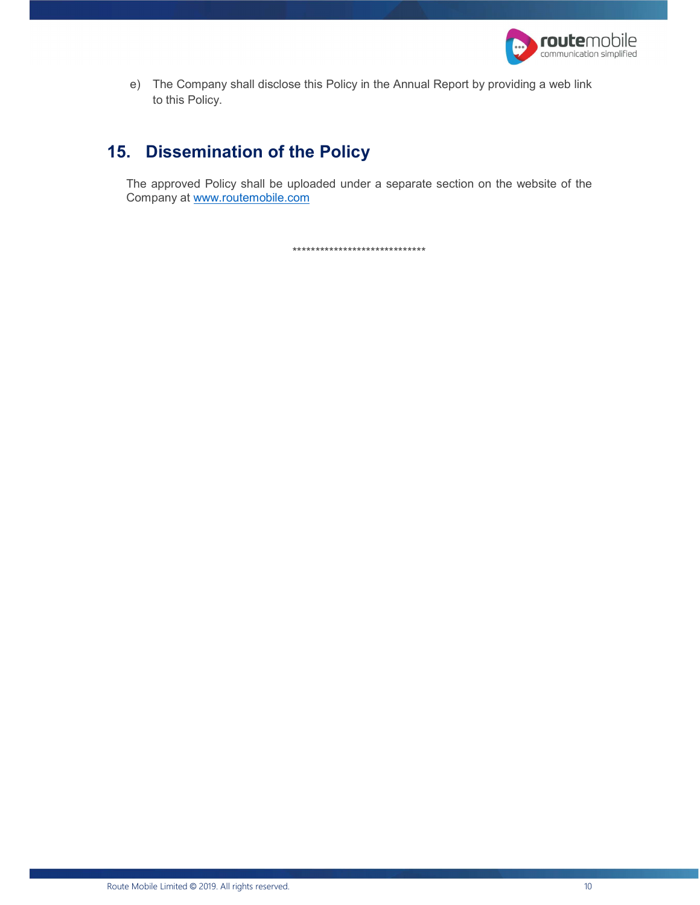e) The Company shall disclose this Policy in the Annual Report by providing a web link to this Policy.

## 15. Dissemination of the Policy

The approved Policy shall be uploaded under a separate section on the website of the Company at www.routemobile.com

*****************************